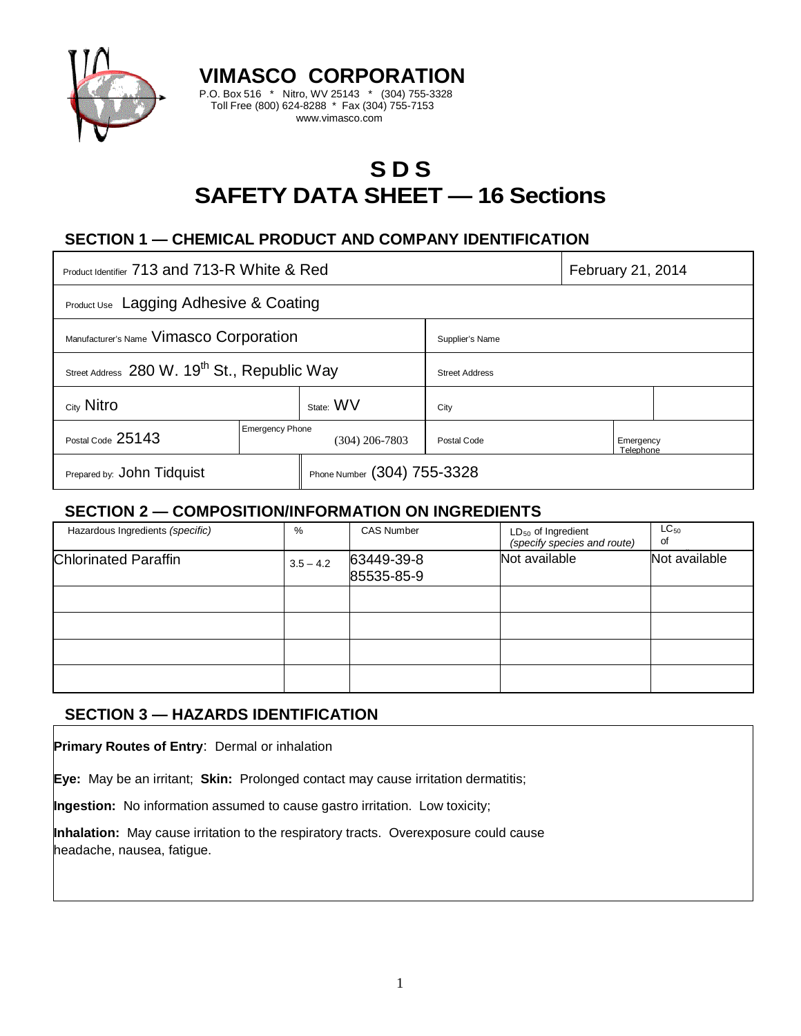# VIMASCO CORPORATION

P.O. Box 516 * Nitro, WV 25143 * (304) 755-3328
Toll Free (800) 624-8288 * Fax (304) 755-7153
www.vimasco.com

# S D S
# SAFETY DATA SHEET — 16 Sections

## SECTION 1 — CHEMICAL PRODUCT AND COMPANY IDENTIFICATION

| | | | |
|---|---|---|---|
| Product Identifier 713 and 713-R White & Red | | | February 21, 2014 |
| Product Use Lagging Adhesive & Coating | | | |
| Manufacturer's Name Vimasco Corporation | | Supplier's Name | |
| Street Address 280 W. 19th St., Republic Way | | Street Address | |
| City Nitro | State: WV | City | |
| Postal Code 25143 | Emergency Phone (304) 206-7803 | Postal Code | Emergency Telephone |
| Prepared by: John Tidquist | Phone Number (304) 755-3328 | | |

## SECTION 2 — COMPOSITION/INFORMATION ON INGREDIENTS

| Hazardous Ingredients (*specific*) | % | CAS Number | $LD_{50}$ of Ingredient (*specify species and route*) | $LC_{50}$ of |
|---|---|---|---|---|
| Chlorinated Paraffin | 3.5 – 4.2 | 63449-39-8<br>85535-85-9 | Not available | Not available |
| | | | | |
| | | | | |
| | | | | |
| | | | | |

## SECTION 3 — HAZARDS IDENTIFICATION

**Primary Routes of Entry**: Dermal or inhalation

**Eye:** May be an irritant; **Skin:** Prolonged contact may cause irritation dermatitis;

**Ingestion:** No information assumed to cause gastro irritation. Low toxicity;

**Inhalation:** May cause irritation to the respiratory tracts. Overexposure could cause headache, nausea, fatigue.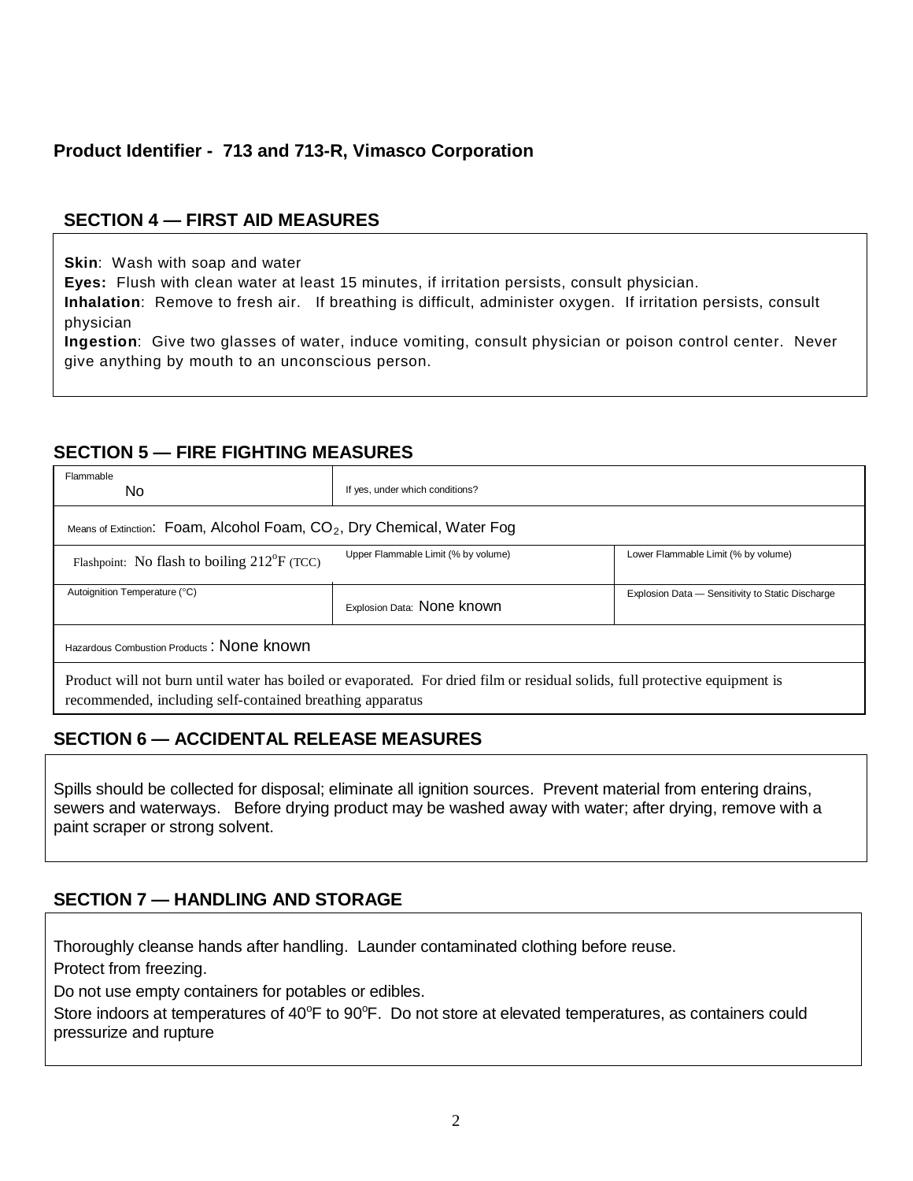**Product Identifier - 713 and 713-R, Vimasco Corporation**

## SECTION 4 — FIRST AID MEASURES

**Skin**: Wash with soap and water
**Eyes:** Flush with clean water at least 15 minutes, if irritation persists, consult physician.
**Inhalation**: Remove to fresh air. If breathing is difficult, administer oxygen. If irritation persists, consult physician
**Ingestion**: Give two glasses of water, induce vomiting, consult physician or poison control center. Never give anything by mouth to an unconscious person.

## SECTION 5 — FIRE FIGHTING MEASURES

| Flammable: No | If yes, under which conditions? | |
|---|---|---|
| Means of Extinction: Foam, Alcohol Foam, $CO_2$, Dry Chemical, Water Fog | | |
| Flashpoint: No flash to boiling 212°F (TCC) | Upper Flammable Limit (% by volume) | Lower Flammable Limit (% by volume) |
| Autoignition Temperature (°C) | Explosion Data: None known | Explosion Data — Sensitivity to Static Discharge |
| Hazardous Combustion Products: None known | | |
| Product will not burn until water has boiled or evaporated. For dried film or residual solids, full protective equipment is recommended, including self-contained breathing apparatus | | |

## SECTION 6 — ACCIDENTAL RELEASE MEASURES

Spills should be collected for disposal; eliminate all ignition sources. Prevent material from entering drains, sewers and waterways. Before drying product may be washed away with water; after drying, remove with a paint scraper or strong solvent.

## SECTION 7 — HANDLING AND STORAGE

Thoroughly cleanse hands after handling. Launder contaminated clothing before reuse.

Protect from freezing.

Do not use empty containers for potables or edibles.

Store indoors at temperatures of 40°F to 90°F. Do not store at elevated temperatures, as containers could pressurize and rupture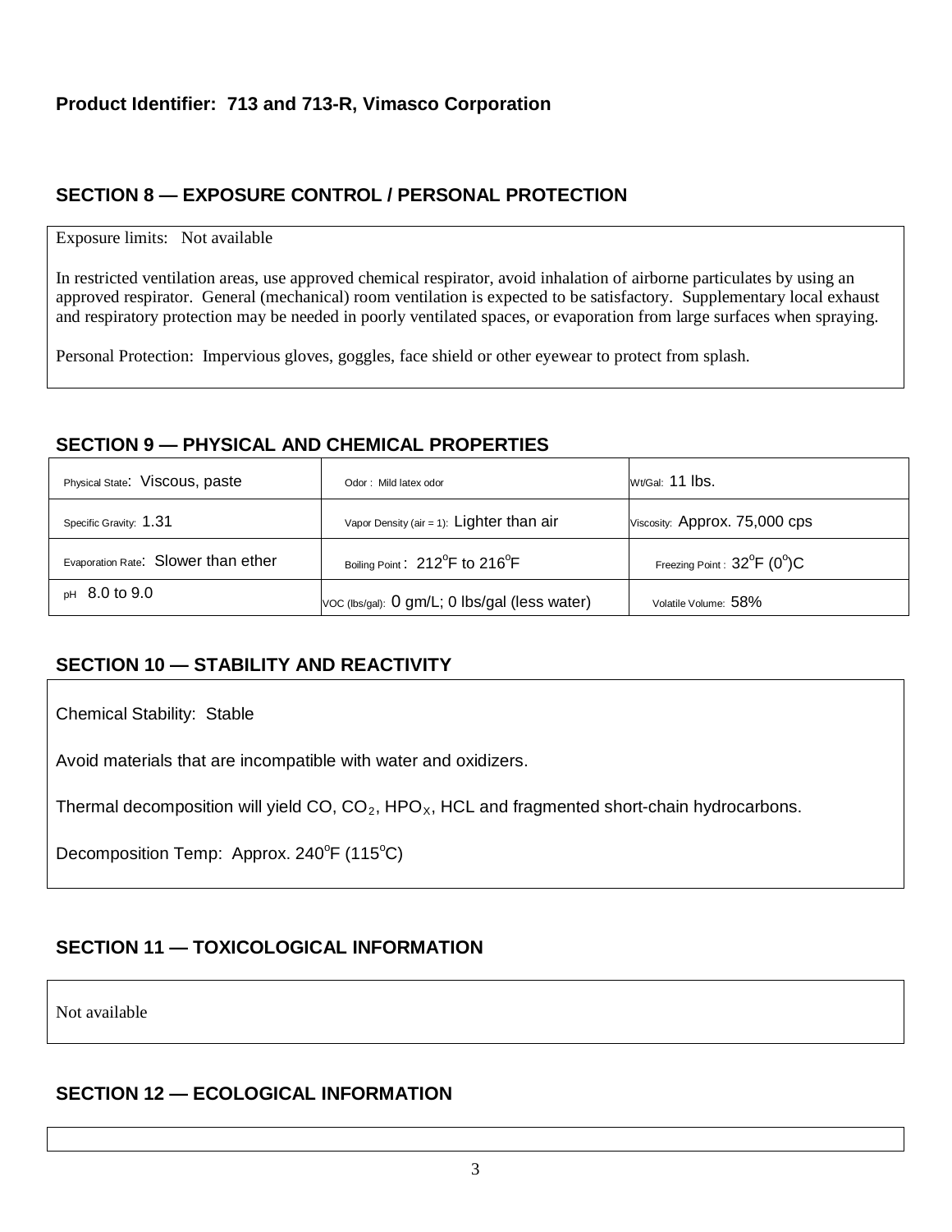**Product Identifier: 713 and 713-R, Vimasco Corporation**

## SECTION 8 — EXPOSURE CONTROL / PERSONAL PROTECTION

Exposure limits: Not available

In restricted ventilation areas, use approved chemical respirator, avoid inhalation of airborne particulates by using an approved respirator. General (mechanical) room ventilation is expected to be satisfactory. Supplementary local exhaust and respiratory protection may be needed in poorly ventilated spaces, or evaporation from large surfaces when spraying.

Personal Protection: Impervious gloves, goggles, face shield or other eyewear to protect from splash.

## SECTION 9 — PHYSICAL AND CHEMICAL PROPERTIES

| | | |
|---|---|---|
| Physical State: Viscous, paste | Odor : Mild latex odor | Wt/Gal: 11 lbs. |
| Specific Gravity: 1.31 | Vapor Density (air = 1): Lighter than air | Viscosity: Approx. 75,000 cps |
| Evaporation Rate: Slower than ether | Boiling Point : 212°F to 216°F | Freezing Point : 32°F (0°)C |
| pH 8.0 to 9.0 | VOC (lbs/gal): 0 gm/L; 0 lbs/gal (less water) | Volatile Volume: 58% |

## SECTION 10 — STABILITY AND REACTIVITY

Chemical Stability: Stable

Avoid materials that are incompatible with water and oxidizers.

Thermal decomposition will yield CO, $CO_2$, $HPO_X$, HCL and fragmented short-chain hydrocarbons.

Decomposition Temp: Approx. 240°F (115°C)

## SECTION 11 — TOXICOLOGICAL INFORMATION

Not available

## SECTION 12 — ECOLOGICAL INFORMATION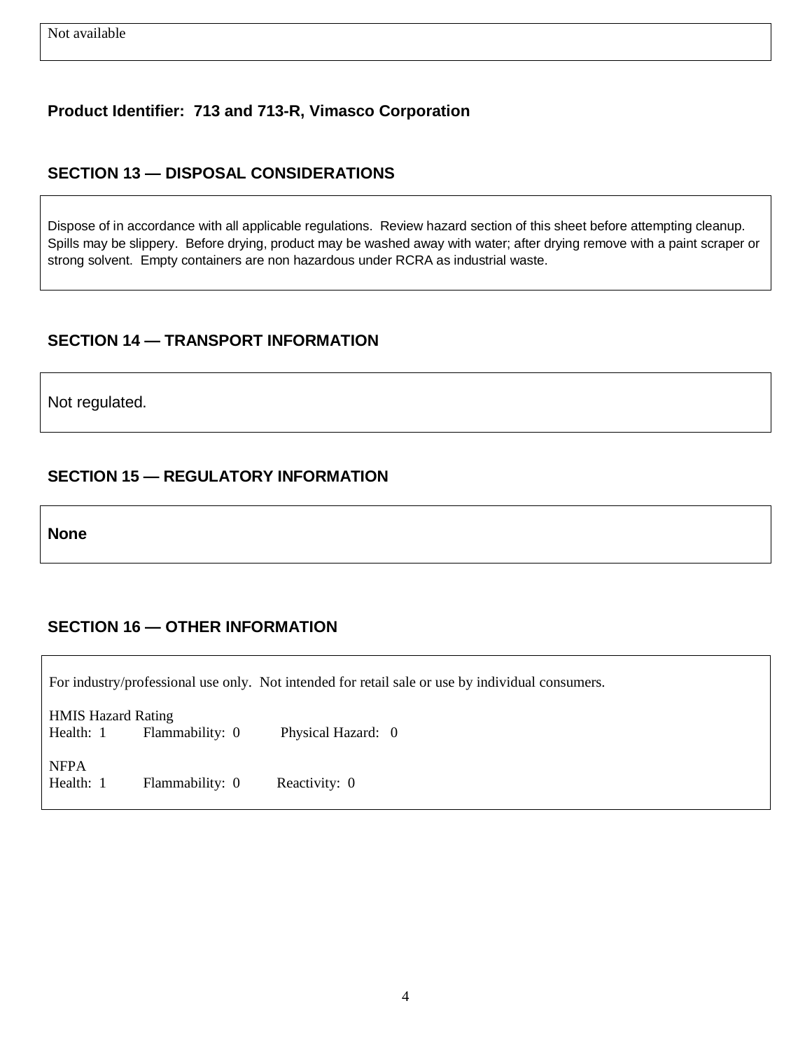Not available

**Product Identifier: 713 and 713-R, Vimasco Corporation**

## SECTION 13 — DISPOSAL CONSIDERATIONS

Dispose of in accordance with all applicable regulations. Review hazard section of this sheet before attempting cleanup. Spills may be slippery. Before drying, product may be washed away with water; after drying remove with a paint scraper or strong solvent. Empty containers are non hazardous under RCRA as industrial waste.

## SECTION 14 — TRANSPORT INFORMATION

Not regulated.

## SECTION 15 — REGULATORY INFORMATION

**None**

## SECTION 16 — OTHER INFORMATION

For industry/professional use only. Not intended for retail sale or use by individual consumers.

HMIS Hazard Rating
Health: 1 Flammability: 0 Physical Hazard: 0

NFPA
Health: 1 Flammability: 0 Reactivity: 0